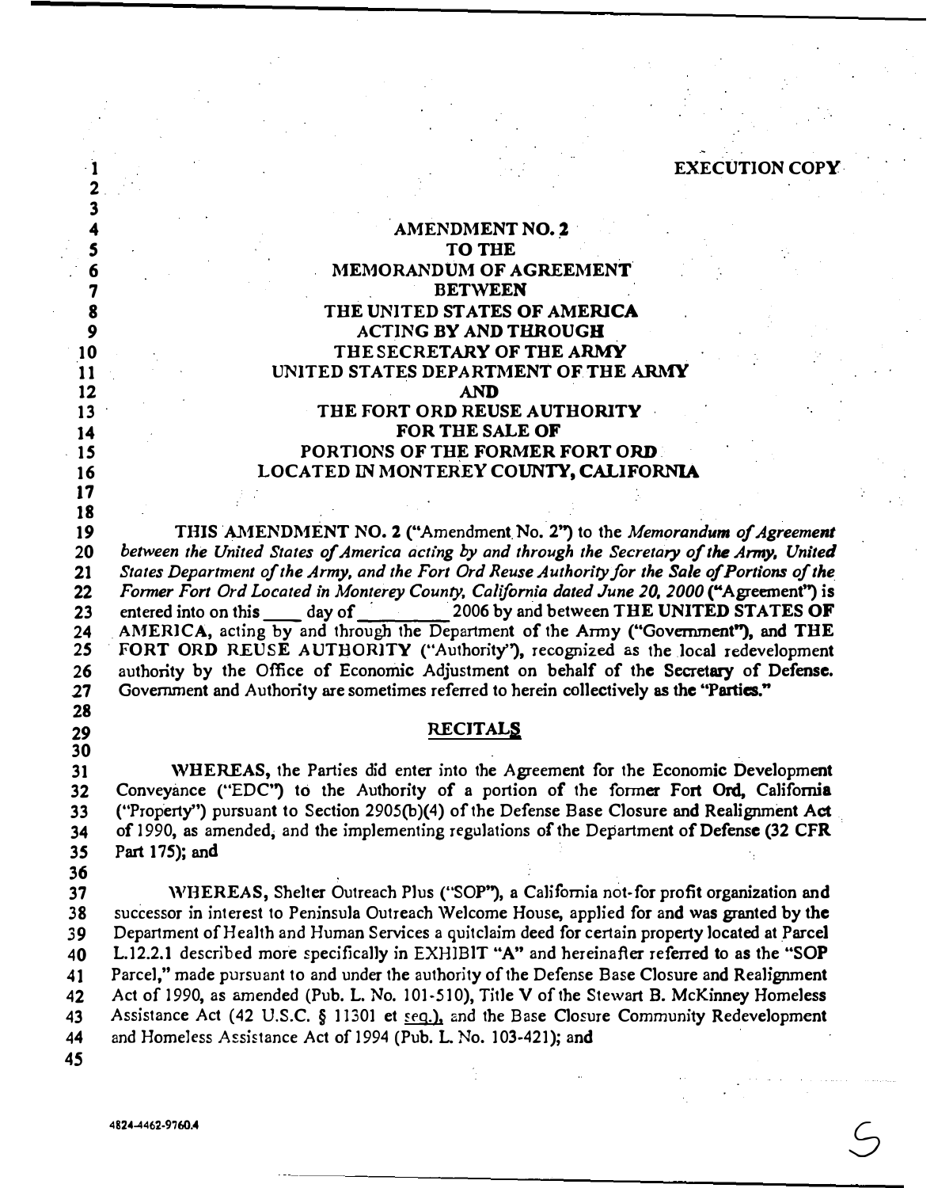EXECUTION COPY

# AMENDMENT NO. 2
# TO THE
# MEMORANDUM OF AGREEMENT
# BETWEEN
# THE UNITED STATES OF AMERICA
# ACTING BY AND THROUGH
# THE SECRETARY OF THE ARMY
# UNITED STATES DEPARTMENT OF THE ARMY
# AND
# THE FORT ORD REUSE AUTHORITY
# FOR THE SALE OF
# PORTIONS OF THE FORMER FORT ORD
# LOCATED IN MONTEREY COUNTY, CALIFORNIA

THIS AMENDMENT NO. 2 ("Amendment No. 2") to the *Memorandum of Agreement between the United States of America acting by and through the Secretary of the Army, United States Department of the Army, and the Fort Ord Reuse Authority for the Sale of Portions of the Former Fort Ord Located in Monterey County, California dated June 20, 2000* ("Agreement") is entered into on this ____ day of __________ 2006 by and between **THE UNITED STATES OF AMERICA**, acting by and through the Department of the Army ("Government"), and **THE FORT ORD REUSE AUTHORITY** ("Authority"), recognized as the local redevelopment authority by the Office of Economic Adjustment on behalf of the Secretary of Defense. Government and Authority are sometimes referred to herein collectively as the "Parties."

## RECITALS

WHEREAS, the Parties did enter into the Agreement for the Economic Development Conveyance ("EDC") to the Authority of a portion of the former Fort Ord, California ("Property") pursuant to Section 2905(b)(4) of the Defense Base Closure and Realignment Act of 1990, as amended, and the implementing regulations of the Department of Defense (32 CFR Part 175); and

WHEREAS, Shelter Outreach Plus ("SOP"), a California not-for profit organization and successor in interest to Peninsula Outreach Welcome House, applied for and was granted by the Department of Health and Human Services a quitclaim deed for certain property located at Parcel L.12.2.1 described more specifically in EXHIBIT "A" and hereinafter referred to as the "SOP Parcel," made pursuant to and under the authority of the Defense Base Closure and Realignment Act of 1990, as amended (Pub. L. No. 101-510), Title V of the Stewart B. McKinney Homeless Assistance Act (42 U.S.C. § 11301 et seq.), and the Base Closure Community Redevelopment and Homeless Assistance Act of 1994 (Pub. L. No. 103-421); and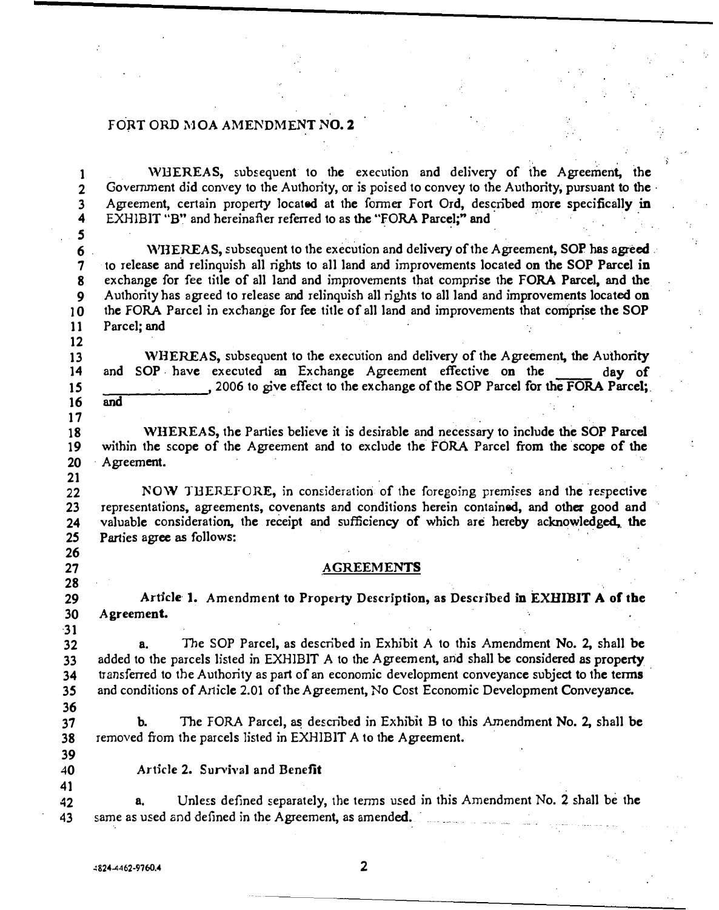FORT ORD MOA AMENDMENT NO. 2

WHEREAS, subsequent to the execution and delivery of the Agreement, the Government did convey to the Authority, or is poised to convey to the Authority, pursuant to the Agreement, certain property located at the former Fort Ord, described more specifically in EXHIBIT "B" and hereinafter referred to as the "FORA Parcel;" and

WHEREAS, subsequent to the execution and delivery of the Agreement, SOP has agreed to release and relinquish all rights to all land and improvements located on the SOP Parcel in exchange for fee title of all land and improvements that comprise the FORA Parcel, and the Authority has agreed to release and relinquish all rights to all land and improvements located on the FORA Parcel in exchange for fee title of all land and improvements that comprise the SOP Parcel; and

WHEREAS, subsequent to the execution and delivery of the Agreement, the Authority and SOP have executed an Exchange Agreement effective on the _____ day of _____________, 2006 to give effect to the exchange of the SOP Parcel for the FORA Parcel; and

WHEREAS, the Parties believe it is desirable and necessary to include the SOP Parcel within the scope of the Agreement and to exclude the FORA Parcel from the scope of the Agreement.

NOW THEREFORE, in consideration of the foregoing premises and the respective representations, agreements, covenants and conditions herein contained, and other good and valuable consideration, the receipt and sufficiency of which are hereby acknowledged, the Parties agree as follows:

## AGREEMENTS

**Article 1. Amendment to Property Description, as Described in EXHIBIT A of the Agreement.**

a. The SOP Parcel, as described in Exhibit A to this Amendment No. 2, shall be added to the parcels listed in EXHIBIT A to the Agreement, and shall be considered as property transferred to the Authority as part of an economic development conveyance subject to the terms and conditions of Article 2.01 of the Agreement, No Cost Economic Development Conveyance.

b. The FORA Parcel, as described in Exhibit B to this Amendment No. 2, shall be removed from the parcels listed in EXHIBIT A to the Agreement.

**Article 2. Survival and Benefit**

a. Unless defined separately, the terms used in this Amendment No. 2 shall be the same as used and defined in the Agreement, as amended.

4824-4462-9760.4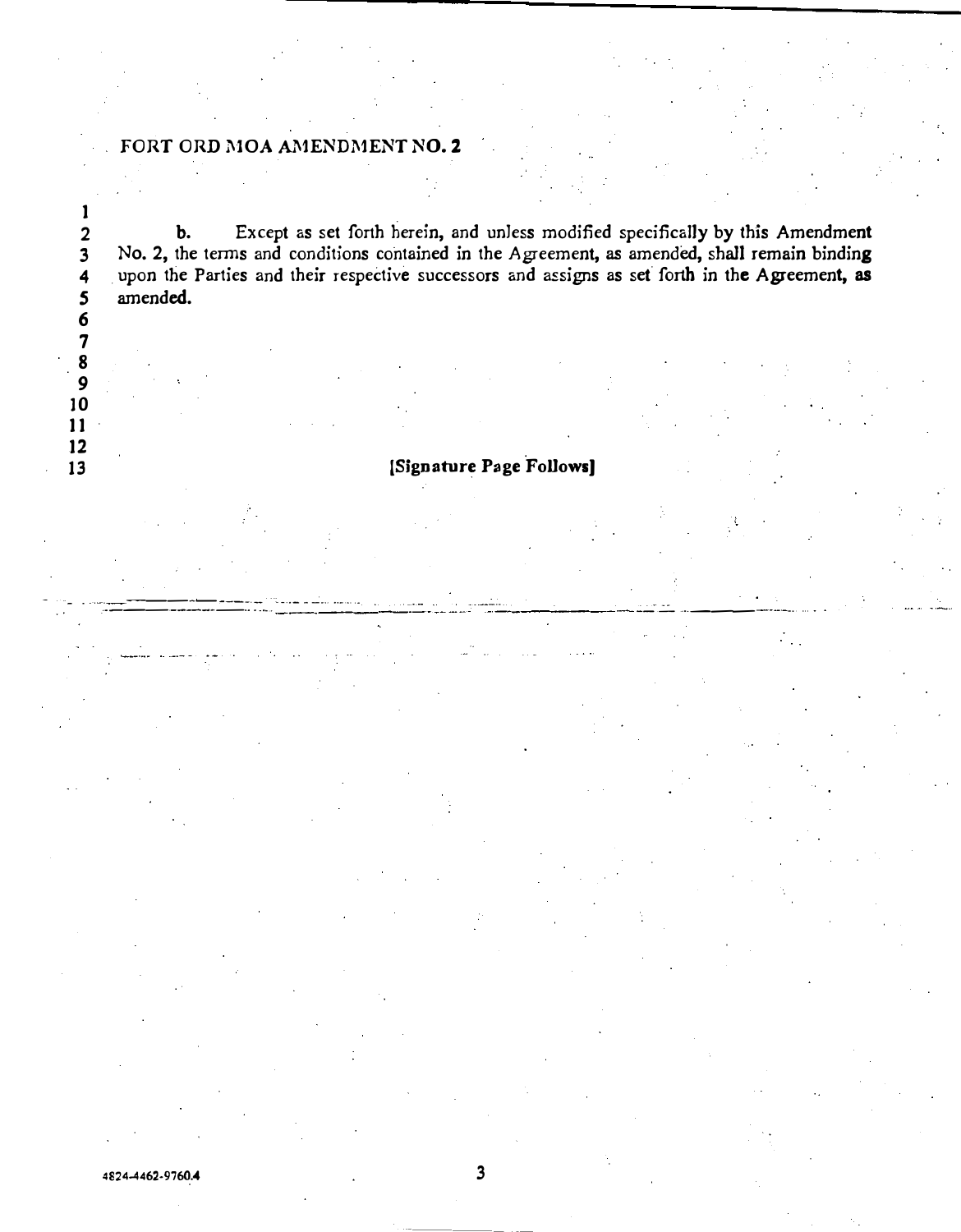b. Except as set forth herein, and unless modified specifically by this Amendment No. 2, the terms and conditions contained in the Agreement, as amended, shall remain binding upon the Parties and their respective successors and assigns as set forth in the Agreement, as amended.

**[Signature Page Follows]**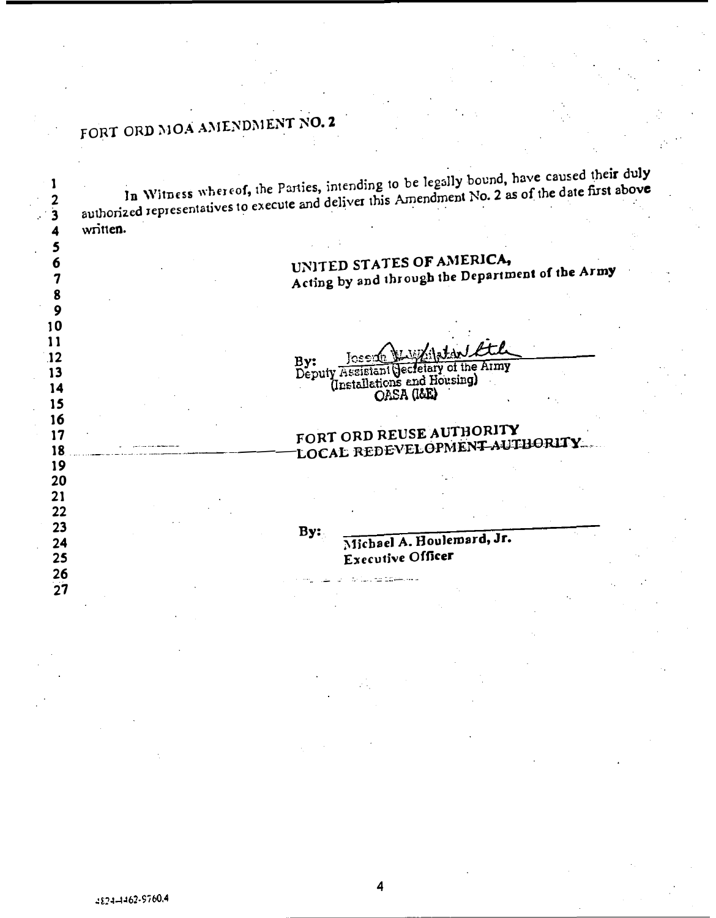FORT ORD MOA AMENDMENT NO. 2

In Witness whereof, the Parties, intending to be legally bound, have caused their duly authorized representatives to execute and deliver this Amendment No. 2 as of the date first above written.

**UNITED STATES OF AMERICA,**
**Acting by and through the Department of the Army**

By: Joseph W. Whitaker
Deputy Assistant Secretary of the Army
(Installations and Housing)
OASA (I&E)

**FORT ORD REUSE AUTHORITY**
**~~LOCAL REDEVELOPMENT AUTHORITY~~**

By: ______________________________
**Michael A. Houlemard, Jr.**
**Executive Officer**

4824-4462-9760.4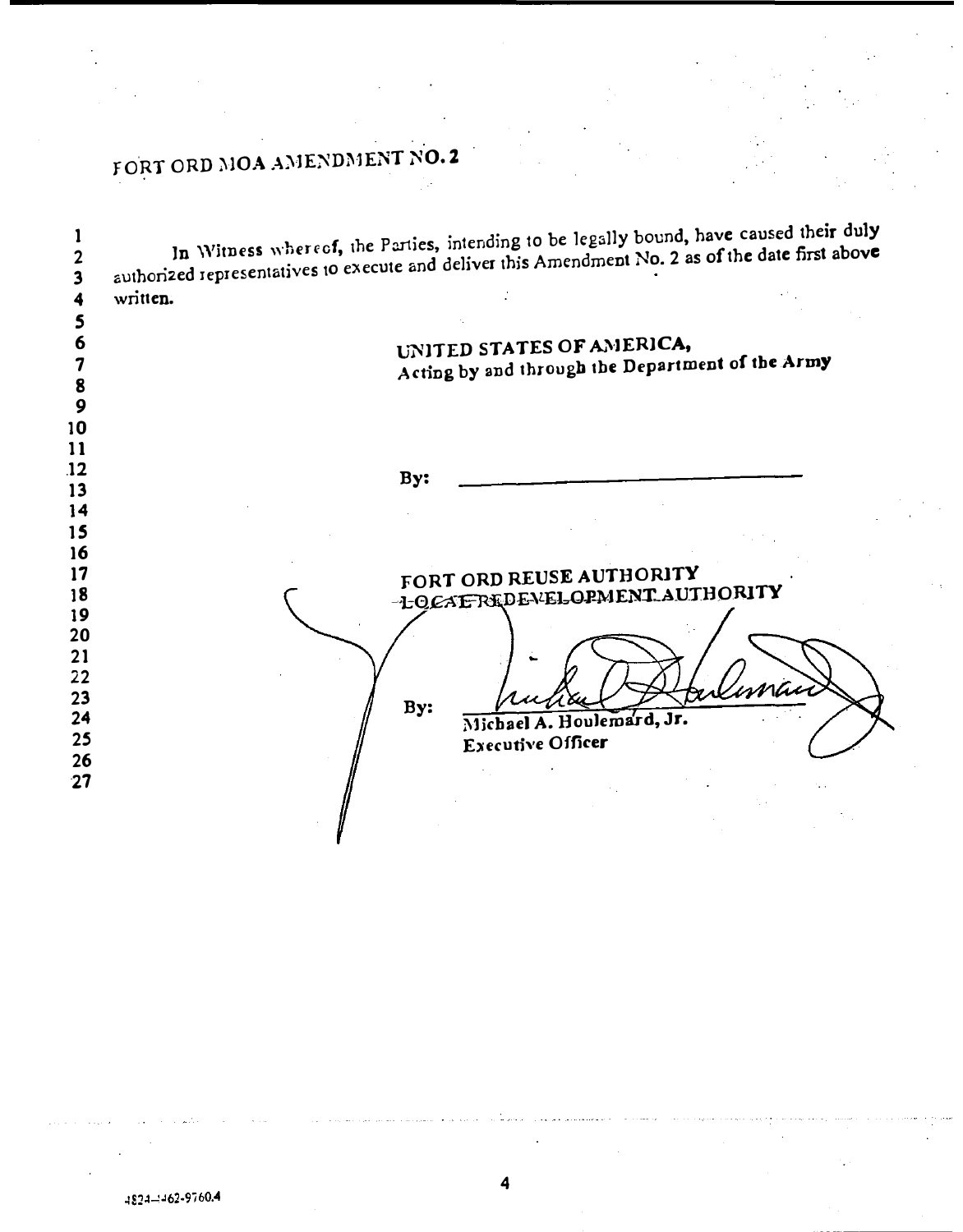FORT ORD MOA AMENDMENT NO. 2

In Witness whereof, the Parties, intending to be legally bound, have caused their duly authorized representatives to execute and deliver this Amendment No. 2 as of the date first above written.

UNITED STATES OF AMERICA,
Acting by and through the Department of the Army

By: ______________________________

FORT ORD REUSE AUTHORITY
~~LOCAL REDEVELOPMENT AUTHORITY~~

By: ______________________________
Michael A. Houlemard, Jr.
Executive Officer

4824-1462-9760.4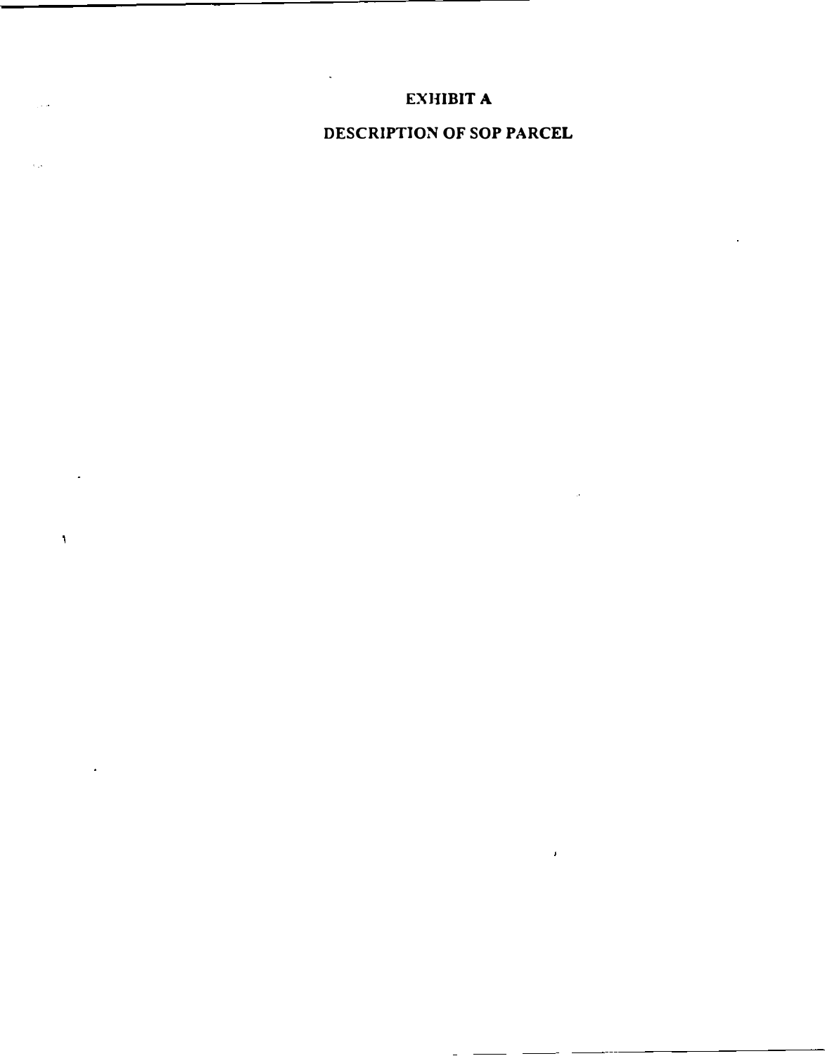# EXHIBIT A

## DESCRIPTION OF SOP PARCEL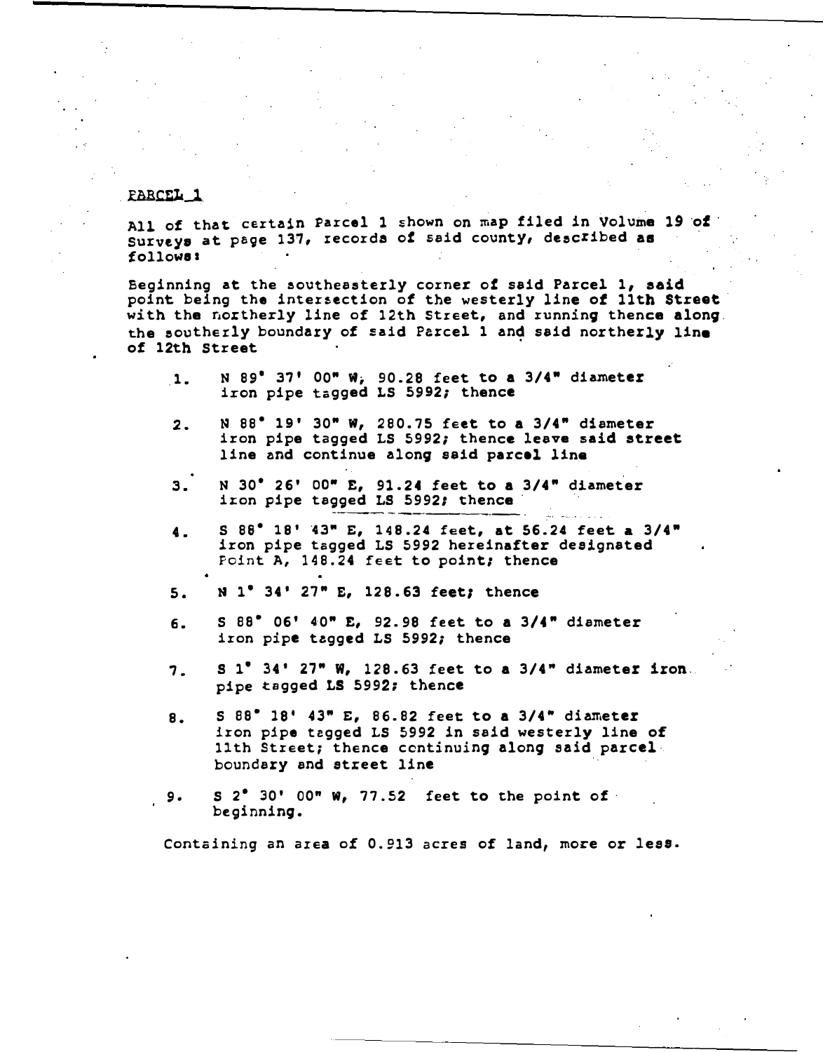## PARCEL 1

All of that certain Parcel 1 shown on map filed in Volume 19 of Surveys at page 137, records of said county, described as follows:

Beginning at the southeasterly corner of said Parcel 1, said point being the intersection of the westerly line of 11th Street with the northerly line of 12th Street, and running thence along the southerly boundary of said Parcel 1 and said northerly line of 12th Street

1. N 89° 37' 00" W, 90.28 feet to a 3/4" diameter iron pipe tagged LS 5992; thence
2. N 88° 19' 30" W, 280.75 feet to a 3/4" diameter iron pipe tagged LS 5992; thence leave said street line and continue along said parcel line
3. N 30° 26' 00" E, 91.24 feet to a 3/4" diameter iron pipe tagged LS 5992; thence
4. S 88° 18' 43" E, 148.24 feet, at 56.24 feet a 3/4" iron pipe tagged LS 5992 hereinafter designated Point A, 148.24 feet to point; thence
5. N 1° 34' 27" E, 128.63 feet; thence
6. S 88° 06' 40" E, 92.98 feet to a 3/4" diameter iron pipe tagged LS 5992; thence
7. S 1° 34' 27" W, 128.63 feet to a 3/4" diameter iron pipe tagged LS 5992; thence
8. S 88° 18' 43" E, 86.82 feet to a 3/4" diameter iron pipe tagged LS 5992 in said westerly line of 11th Street; thence continuing along said parcel boundary and street line
9. S 2° 30' 00" W, 77.52 feet to the point of beginning.

Containing an area of 0.913 acres of land, more or less.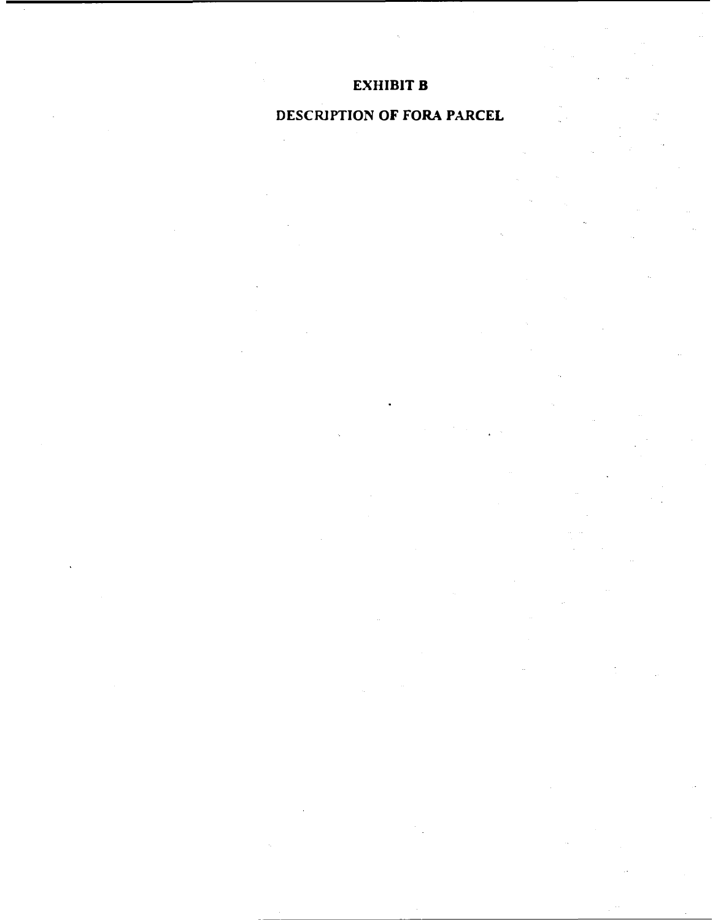# EXHIBIT B

## DESCRIPTION OF FORA PARCEL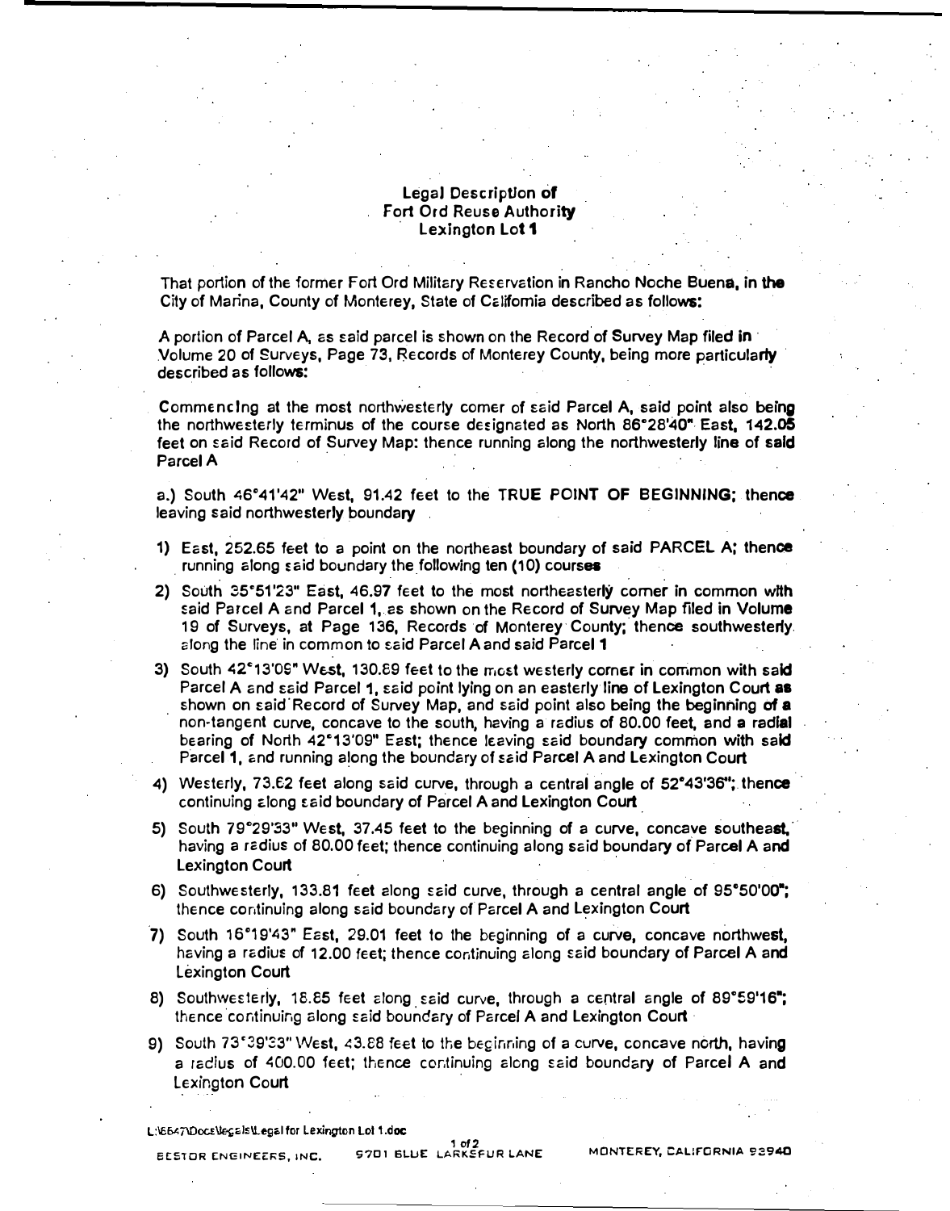**Legal Description of Fort Ord Reuse Authority Lexington Lot 1**

That portion of the former Fort Ord Military Reservation in Rancho Noche Buena, in the City of Marina, County of Monterey, State of California described as follows:

A portion of Parcel A, as said parcel is shown on the Record of Survey Map filed in Volume 20 of Surveys, Page 73, Records of Monterey County, being more particularly described as follows:

Commencing at the most northwesterly corner of said Parcel A, said point also being the northwesterly terminus of the course designated as North 86°28'40" East, 142.05 feet on said Record of Survey Map: thence running along the northwesterly line of said Parcel A

a.) South 46°41'42" West, 91.42 feet to the **TRUE POINT OF BEGINNING**; thence leaving said northwesterly boundary

1) East, 252.65 feet to a point on the northeast boundary of said PARCEL A; thence running along said boundary the following ten (10) courses
2) South 35°51'23" East, 46.97 feet to the most northeasterly corner in common with said Parcel A and Parcel 1, as shown on the Record of Survey Map filed in Volume 19 of Surveys, at Page 136, Records of Monterey County; thence southwesterly along the line in common to said Parcel A and said Parcel 1
3) South 42°13'09" West, 130.89 feet to the most westerly corner in common with said Parcel A and said Parcel 1, said point lying on an easterly line of Lexington Court as shown on said Record of Survey Map, and said point also being the beginning of a non-tangent curve, concave to the south, having a radius of 80.00 feet, and a radial bearing of North 42°13'09" East; thence leaving said boundary common with said Parcel 1, and running along the boundary of said Parcel A and Lexington Court
4) Westerly, 73.62 feet along said curve, through a central angle of 52°43'36"; thence continuing along said boundary of Parcel A and Lexington Court
5) South 79°29'33" West, 37.45 feet to the beginning of a curve, concave southeast, having a radius of 80.00 feet; thence continuing along said boundary of Parcel A and Lexington Court
6) Southwesterly, 133.81 feet along said curve, through a central angle of 95°50'00"; thence continuing along said boundary of Parcel A and Lexington Court
7) South 16°19'43" East, 29.01 feet to the beginning of a curve, concave northwest, having a radius of 12.00 feet; thence continuing along said boundary of Parcel A and Lexington Court
8) Southwesterly, 18.85 feet along said curve, through a central angle of 89°59'16"; thence continuing along said boundary of Parcel A and Lexington Court
9) South 73°39'33" West, 43.88 feet to the beginning of a curve, concave north, having a radius of 400.00 feet; thence continuing along said boundary of Parcel A and Lexington Court

L:\6547\Docs\legals\Legal for Lexington Lot 1.doc

BESTOR ENGINEERS, INC. 9701 BLUE LARKSPUR LANE MONTEREY, CALIFORNIA 93940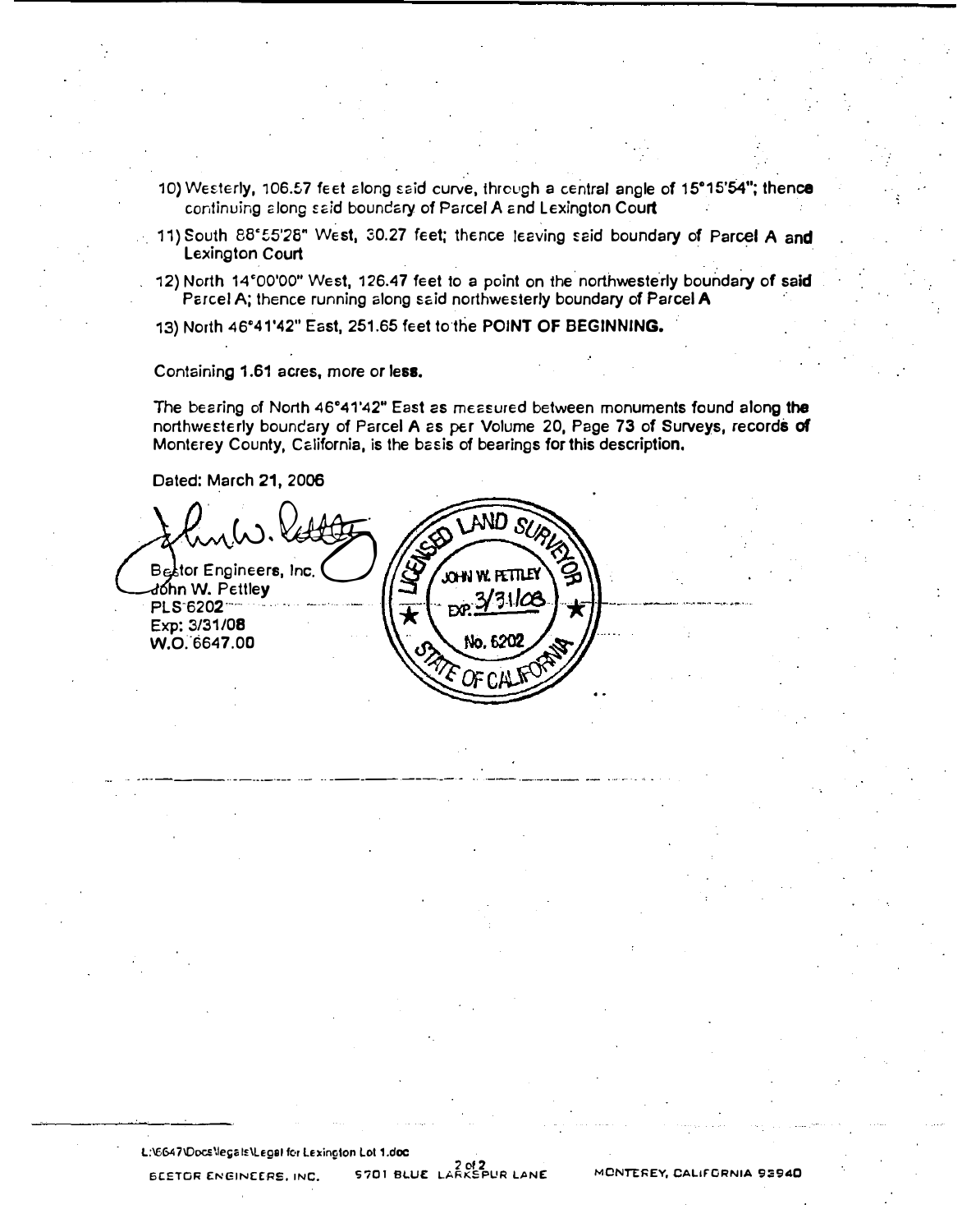10) Westerly, 106.57 feet along said curve, through a central angle of 15°15'54"; thence continuing along said boundary of Parcel A and Lexington Court

11) South 88°55'28" West, 30.27 feet; thence leaving said boundary of Parcel A and Lexington Court

12) North 14°00'00" West, 126.47 feet to a point on the northwesterly boundary of said Parcel A; thence running along said northwesterly boundary of Parcel A

13) North 46°41'42" East, 251.65 feet to the **POINT OF BEGINNING.**

Containing **1.61** acres, more or **less.**

The bearing of North 46°41'42" East as measured between monuments found along the northwesterly boundary of Parcel A as per Volume 20, Page 73 of Surveys, records of Monterey County, California, is the basis of bearings for this description.

Dated: March 21, 2006

Bestor Engineers, Inc.
John W. Pettley
PLS 6202
Exp: 3/31/08
W.O. 6647.00

LICENSED LAND SURVEYOR
JOHN W. PETTLEY
EXP. 3/31/08
No. 6202
STATE OF CALIFORNIA

L:\6647\Docs\legals\Legal for Lexington Lot 1.doc

BESTOR ENGINEERS, INC. 5701 BLUE LARKSPUR LANE MONTEREY, CALIFORNIA 93940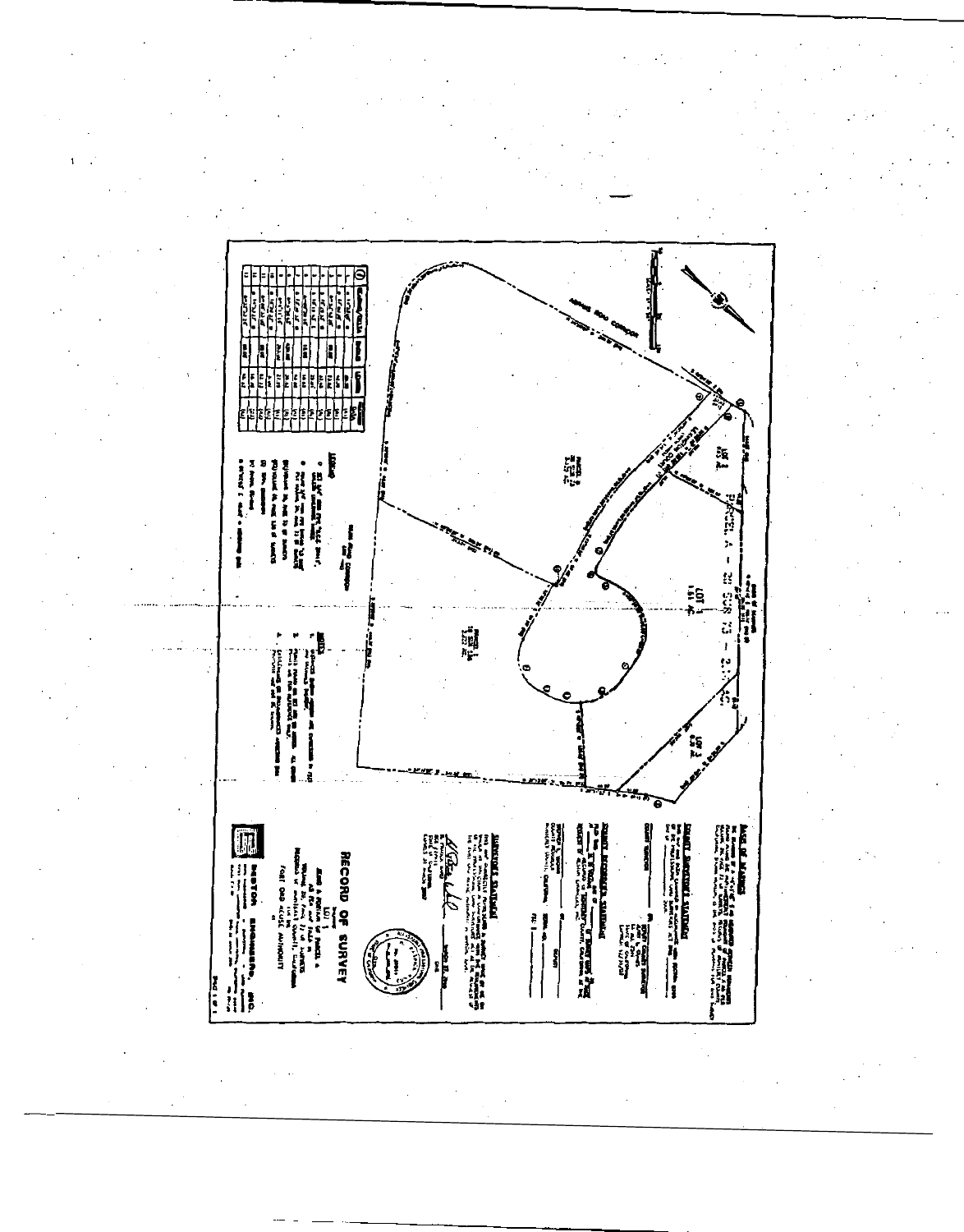# RECORD OF SURVEY

LOT 1

BEING A PORTION OF PARCEL A

FORT ORD REUSE AUTHORITY

BASIS OF BEARINGS

COUNTY SURVEYOR'S STATEMENT

COUNTY RECORDER'S STATEMENT

SURVEYOR'S STATEMENT

LEGEND

NOTES

PARCEL A

LOT 1

LOT 2

LOT 3

BESTOR ENGINEERS, INC.